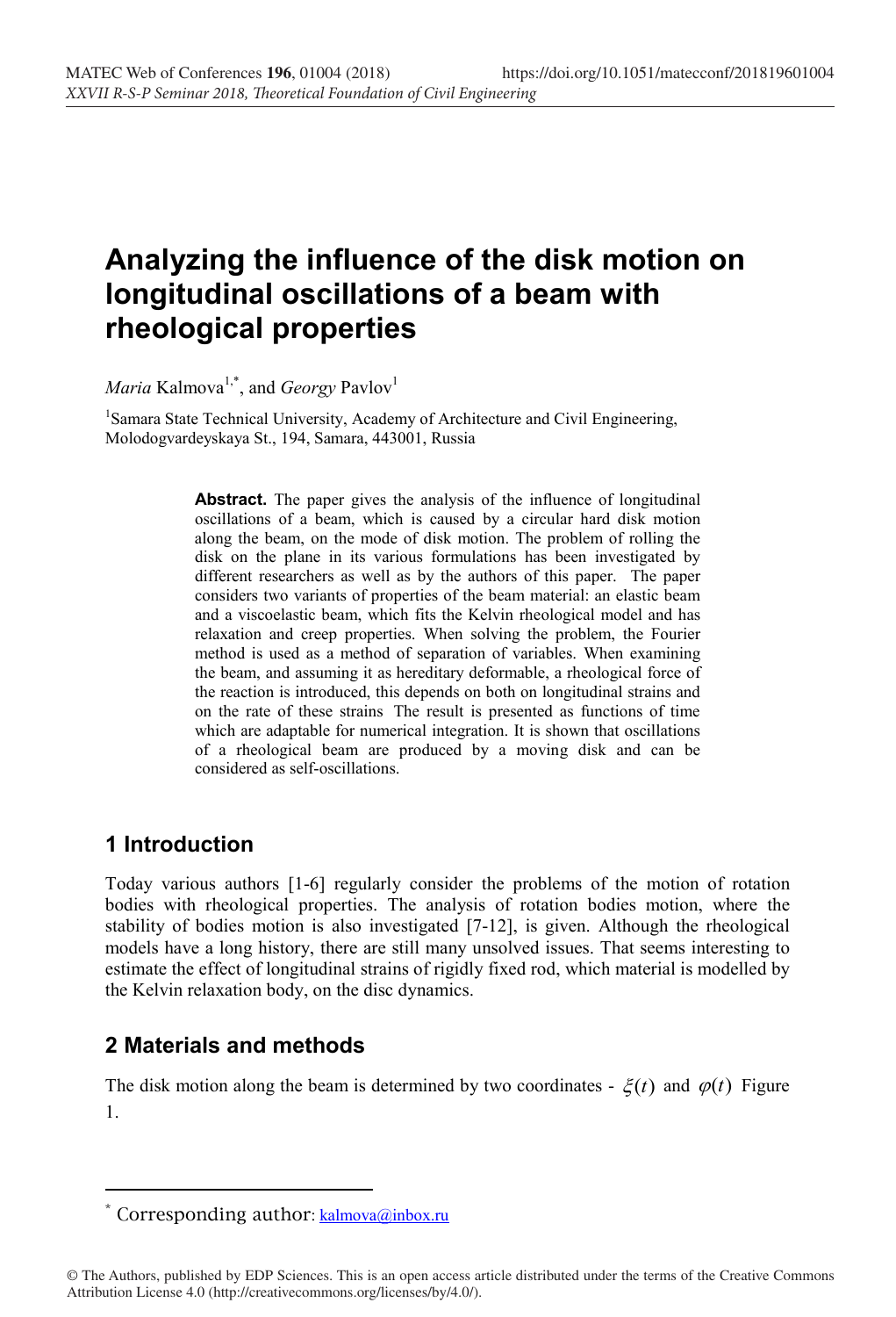# Analyzing the influence of the disk motion on longitudinal oscillations of a beam with rheological properties

*Maria* Kalmova[1,*], and *Georgy* Pavlov[1]

[1]Samara State Technical University, Academy of Architecture and Civil Engineering, Molodogvardeyskaya St., 194, Samara, 443001, Russia

> **Abstract.** The paper gives the analysis of the influence of longitudinal oscillations of a beam, which is caused by a circular hard disk motion along the beam, on the mode of disk motion. The problem of rolling the disk on the plane in its various formulations has been investigated by different researchers as well as by the authors of this paper. The paper considers two variants of properties of the beam material: an elastic beam and a viscoelastic beam, which fits the Kelvin rheological model and has relaxation and creep properties. When solving the problem, the Fourier method is used as a method of separation of variables. When examining the beam, and assuming it as hereditary deformable, a rheological force of the reaction is introduced, this depends on both on longitudinal strains and on the rate of these strains The result is presented as functions of time which are adaptable for numerical integration. It is shown that oscillations of a rheological beam are produced by a moving disk and can be considered as self-oscillations.

## 1 Introduction

Today various authors [1-6] regularly consider the problems of the motion of rotation bodies with rheological properties. The analysis of rotation bodies motion, where the stability of bodies motion is also investigated [7-12], is given. Although the rheological models have a long history, there are still many unsolved issues. That seems interesting to estimate the effect of longitudinal strains of rigidly fixed rod, which material is modelled by the Kelvin relaxation body, on the disc dynamics.

## 2 Materials and methods

The disk motion along the beam is determined by two coordinates - $\xi(t)$ and $\varphi(t)$ Figure 1.

---

[*] Corresponding author: kalmova@inbox.ru

© The Authors, published by EDP Sciences. This is an open access article distributed under the terms of the Creative Commons Attribution License 4.0 (http://creativecommons.org/licenses/by/4.0/).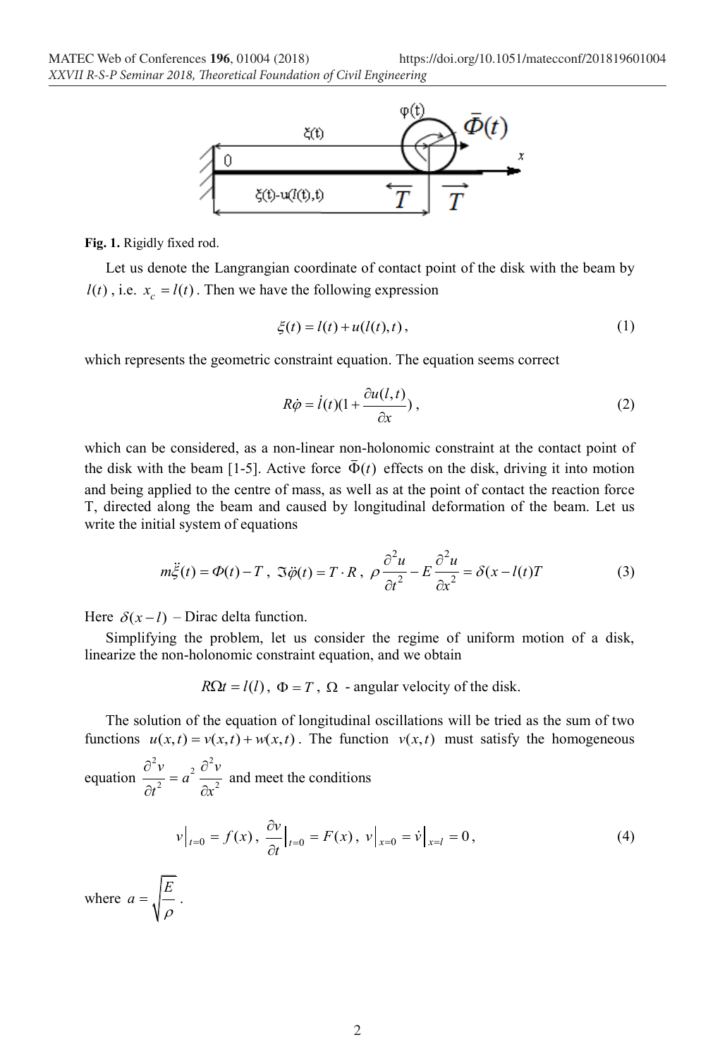Fig. 1. Rigidly fixed rod.

Let us denote the Langrangian coordinate of contact point of the disk with the beam by $l(t)$, i.e. $x_c = l(t)$. Then we have the following expression

$$\xi(t) = l(t) + u(l(t), t), \tag{1}$$

which represents the geometric constraint equation. The equation seems correct

$$R\dot{\varphi} = \dot{l}(t)(1 + \frac{\partial u(l,t)}{\partial x}), \tag{2}$$

which can be considered, as a non-linear non-holonomic constraint at the contact point of the disk with the beam [1-5]. Active force $\bar{\Phi}(t)$ effects on the disk, driving it into motion and being applied to the centre of mass, as well as at the point of contact the reaction force T, directed along the beam and caused by longitudinal deformation of the beam. Let us write the initial system of equations

$$m\ddot{\xi}(t) = \Phi(t) - T, \ \Im\ddot{\varphi}(t) = T \cdot R, \ \rho\frac{\partial^2 u}{\partial t^2} - E\frac{\partial^2 u}{\partial x^2} = \delta(x - l(t)T \tag{3}$$

Here $\delta(x-l)$ – Dirac delta function.

Simplifying the problem, let us consider the regime of uniform motion of a disk, linearize the non-holonomic constraint equation, and we obtain

$R\Omega t = l(l)$, $\Phi = T$, $\Omega$ - angular velocity of the disk.

The solution of the equation of longitudinal oscillations will be tried as the sum of two functions $u(x,t) = v(x,t) + w(x,t)$. The function $v(x,t)$ must satisfy the homogeneous equation $\frac{\partial^2 v}{\partial t^2} = a^2 \frac{\partial^2 v}{\partial x^2}$ and meet the conditions

$$v\big|_{t=0} = f(x), \ \frac{\partial v}{\partial t}\big|_{t=0} = F(x), \ v\big|_{x=0} = \dot{v}\big|_{x=l} = 0, \tag{4}$$

where $a = \sqrt{\frac{E}{\rho}}$.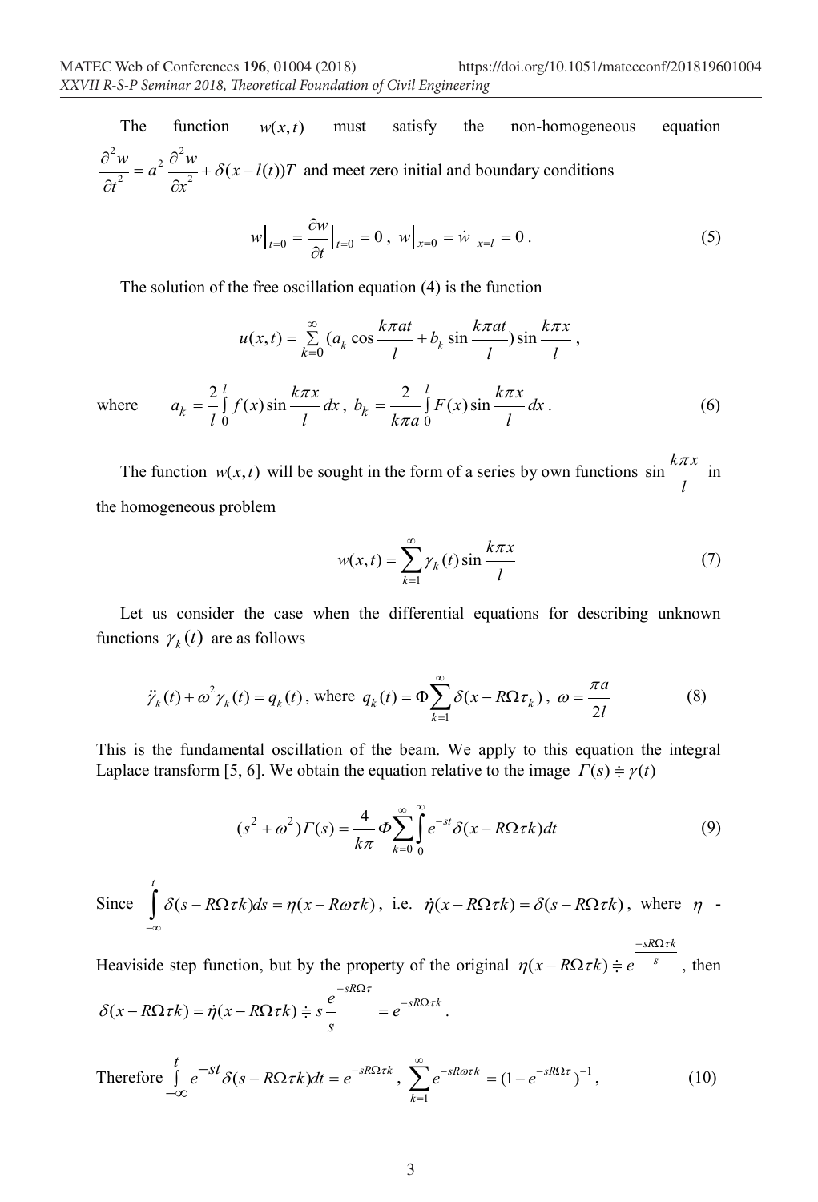The function $w(x,t)$ must satisfy the non-homogeneous equation $\frac{\partial^2 w}{\partial t^2} = a^2 \frac{\partial^2 w}{\partial x^2} + \delta(x - l(t))T$ and meet zero initial and boundary conditions

$$w\big|_{t=0} = \frac{\partial w}{\partial t}\big|_{t=0} = 0\,,\; w\big|_{x=0} = \dot{w}\big|_{x=l} = 0\,. \tag{5}$$

The solution of the free oscillation equation (4) is the function

$$u(x,t) = \sum_{k=0}^{\infty} (a_k \cos\frac{k\pi at}{l} + b_k \sin\frac{k\pi at}{l})\sin\frac{k\pi x}{l}\,,$$

where $$a_k = \frac{2}{l}\int_0^l f(x)\sin\frac{k\pi x}{l}dx\,,\; b_k = \frac{2}{k\pi a}\int_0^l F(x)\sin\frac{k\pi x}{l}dx\,. \tag{6}$$

The function $w(x,t)$ will be sought in the form of a series by own functions $\sin\frac{k\pi x}{l}$ in the homogeneous problem

$$w(x,t) = \sum_{k=1}^{\infty} \gamma_k(t)\sin\frac{k\pi x}{l} \tag{7}$$

Let us consider the case when the differential equations for describing unknown functions $\gamma_k(t)$ are as follows

$$\ddot{\gamma}_k(t) + \omega^2 \gamma_k(t) = q_k(t)\,,\text{ where } q_k(t) = \Phi\sum_{k=1}^{\infty}\delta(x - R\Omega\tau_k)\,,\; \omega = \frac{\pi a}{2l} \tag{8}$$

This is the fundamental oscillation of the beam. We apply to this equation the integral Laplace transform [5, 6]. We obtain the equation relative to the image $\Gamma(s) \doteqdot \gamma(t)$

$$(s^2 + \omega^2)\Gamma(s) = \frac{4}{k\pi}\Phi\sum_{k=0}^{\infty}\int_0^{\infty} e^{-st}\delta(x - R\Omega\tau k)dt \tag{9}$$

Since $\int_{-\infty}^{t}\delta(s - R\Omega\tau k)ds = \eta(x - R\omega\tau k)$, i.e. $\dot{\eta}(x - R\Omega\tau k) = \delta(s - R\Omega\tau k)$, where $\eta$ - Heaviside step function, but by the property of the original $\eta(x - R\Omega\tau k) \doteqdot e^{\frac{-sR\Omega\tau k}{s}}$, then $\delta(x - R\Omega\tau k) = \dot{\eta}(x - R\Omega\tau k) \doteqdot s\frac{e^{-sR\Omega\tau}}{s} = e^{-sR\Omega\tau k}$.

Therefore $$\int_{-\infty}^{t} e^{-st}\delta(s - R\Omega\tau k)dt = e^{-sR\Omega\tau k}\,,\; \sum_{k=1}^{\infty} e^{-sR\omega\tau k} = (1 - e^{-sR\Omega\tau})^{-1}\,, \tag{10}$$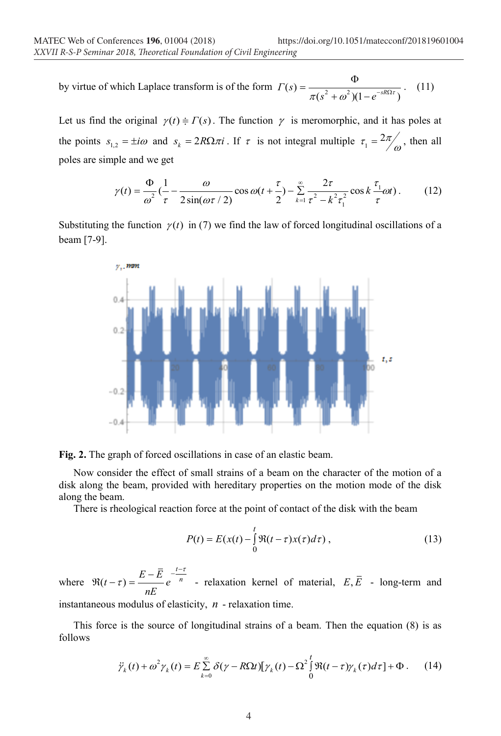by virtue of which Laplace transform is of the form $\Gamma(s) = \dfrac{\Phi}{\pi(s^2 + \omega^2)(1 - e^{-sR\Omega\tau})}$. (11)

Let us find the original $\gamma(t) \doteqdot \Gamma(s)$. The function $\gamma$ is meromorphic, and it has poles at the points $s_{1,2} = \pm i\omega$ and $s_k = 2R\Omega\pi i$. If $\tau$ is not integral multiple $\tau_1 = 2\pi/\omega$, then all poles are simple and we get

$$\gamma(t) = \frac{\Phi}{\omega^2}\left(\frac{1}{\tau} - \frac{\omega}{2\sin(\omega\tau/2)}\cos\omega\left(t + \frac{\tau}{2}\right) - \sum_{k=1}^{\infty}\frac{2\tau}{\tau^2 - k^2\tau_1^2}\cos k\frac{\tau_1}{\tau}\omega t\right). \quad (12)$$

Substituting the function $\gamma(t)$ in (7) we find the law of forced longitudinal oscillations of a beam [7-9].

**Fig. 2.** The graph of forced oscillations in case of an elastic beam.

Now consider the effect of small strains of a beam on the character of the motion of a disk along the beam, provided with hereditary properties on the motion mode of the disk along the beam.

There is rheological reaction force at the point of contact of the disk with the beam

$$P(t) = E\left(x(t) - \int_0^t \Re(t-\tau)x(\tau)d\tau\right), \quad (13)$$

where $\Re(t-\tau) = \dfrac{E - \bar{E}}{nE}e^{-\frac{t-\tau}{n}}$ - relaxation kernel of material, $E, \bar{E}$ - long-term and instantaneous modulus of elasticity, $n$ - relaxation time.

This force is the source of longitudinal strains of a beam. Then the equation (8) is as follows

$$\ddot{\gamma}_k(t) + \omega^2\gamma_k(t) = E\sum_{k=0}^{\infty}\delta(\gamma - R\Omega t)\left[\gamma_k(t) - \Omega^2\int_0^t \Re(t-\tau)\gamma_k(\tau)d\tau\right] + \Phi. \quad (14)$$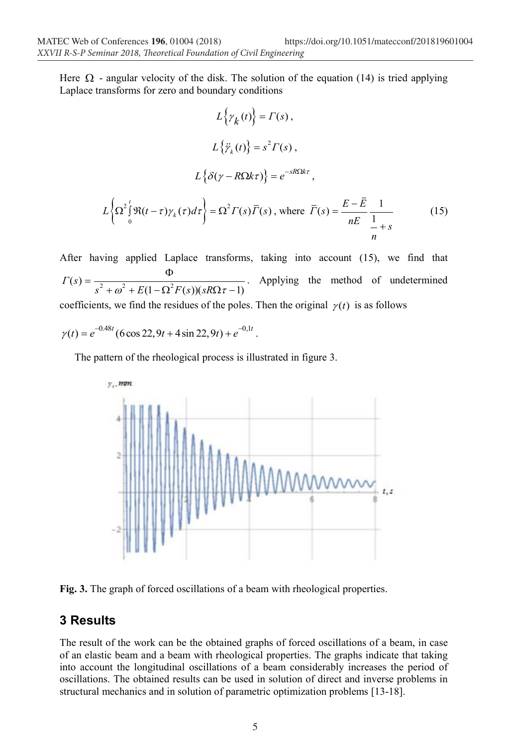Here $\Omega$ - angular velocity of the disk. The solution of the equation (14) is tried applying Laplace transforms for zero and boundary conditions

$$L\{\gamma_k(t)\} = \Gamma(s),$$

$$L\{\ddot{\gamma}_k(t)\} = s^2\Gamma(s),$$

$$L\{\delta(\gamma - R\Omega k\tau)\} = e^{-sR\Omega k\tau},$$

$$L\left\{\Omega^2 \int_0^t \Re(t-\tau)\gamma_k(\tau)d\tau\right\} = \Omega^2 \Gamma(s)\bar{\Gamma}(s), \text{ where } \bar{\Gamma}(s) = \frac{E-\bar{E}}{nE}\frac{1}{\frac{1}{n}+s} \tag{15}$$

After having applied Laplace transforms, taking into account (15), we find that $\Gamma(s) = \dfrac{\Phi}{s^2 + \omega^2 + E(1-\Omega^2 F(s))(sR\Omega\tau - 1)}$. Applying the method of undetermined coefficients, we find the residues of the poles. Then the original $\gamma(t)$ is as follows

$$\gamma(t) = e^{-0.48t}(6\cos 22,9t + 4\sin 22,9t) + e^{-0,1t}.$$

The pattern of the rheological process is illustrated in figure 3.

**Fig. 3.** The graph of forced oscillations of a beam with rheological properties.

## 3 Results

The result of the work can be the obtained graphs of forced oscillations of a beam, in case of an elastic beam and a beam with rheological properties. The graphs indicate that taking into account the longitudinal oscillations of a beam considerably increases the period of oscillations. The obtained results can be used in solution of direct and inverse problems in structural mechanics and in solution of parametric optimization problems [13-18].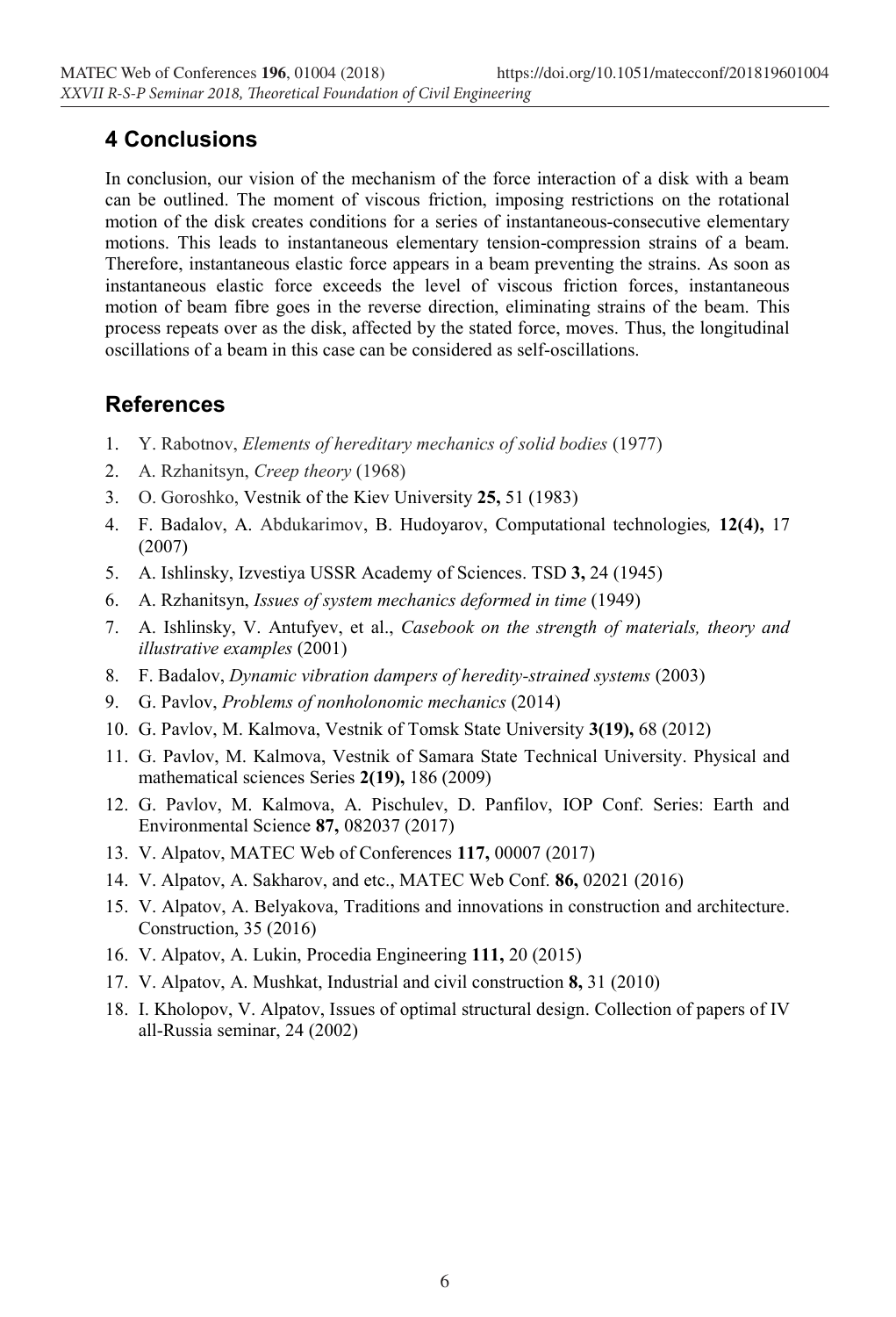## 4 Conclusions

In conclusion, our vision of the mechanism of the force interaction of a disk with a beam can be outlined. The moment of viscous friction, imposing restrictions on the rotational motion of the disk creates conditions for a series of instantaneous-consecutive elementary motions. This leads to instantaneous elementary tension-compression strains of a beam. Therefore, instantaneous elastic force appears in a beam preventing the strains. As soon as instantaneous elastic force exceeds the level of viscous friction forces, instantaneous motion of beam fibre goes in the reverse direction, eliminating strains of the beam. This process repeats over as the disk, affected by the stated force, moves. Thus, the longitudinal oscillations of a beam in this case can be considered as self-oscillations.

## References

1. Y. Rabotnov, *Elements of hereditary mechanics of solid bodies* (1977)
2. A. Rzhanitsyn, *Creep theory* (1968)
3. O. Goroshko, Vestnik of the Kiev University **25,** 51 (1983)
4. F. Badalov, A. Abdukarimov, B. Hudoyarov, Computational technologies*,* **12(4),** 17 (2007)
5. A. Ishlinsky, Izvestiya USSR Academy of Sciences. TSD **3,** 24 (1945)
6. A. Rzhanitsyn, *Issues of system mechanics deformed in time* (1949)
7. A. Ishlinsky, V. Antufyev, et al., *Casebook on the strength of materials, theory and illustrative examples* (2001)
8. F. Badalov, *Dynamic vibration dampers of heredity-strained systems* (2003)
9. G. Pavlov, *Problems of nonholonomic mechanics* (2014)
10. G. Pavlov, M. Kalmova, Vestnik of Tomsk State University **3(19),** 68 (2012)
11. G. Pavlov, M. Kalmova, Vestnik of Samara State Technical University. Physical and mathematical sciences Series **2(19),** 186 (2009)
12. G. Pavlov, M. Kalmova, A. Pischulev, D. Panfilov, IOP Conf. Series: Earth and Environmental Science **87,** 082037 (2017)
13. V. Alpatov, MATEC Web of Conferences **117,** 00007 (2017)
14. V. Alpatov, A. Sakharov, and etc., MATEC Web Conf. **86,** 02021 (2016)
15. V. Alpatov, A. Belyakova, Traditions and innovations in construction and architecture. Construction, 35 (2016)
16. V. Alpatov, A. Lukin, Procedia Engineering **111,** 20 (2015)
17. V. Alpatov, A. Mushkat, Industrial and civil construction **8,** 31 (2010)
18. I. Kholopov, V. Alpatov, Issues of optimal structural design. Collection of papers of IV all-Russia seminar, 24 (2002)